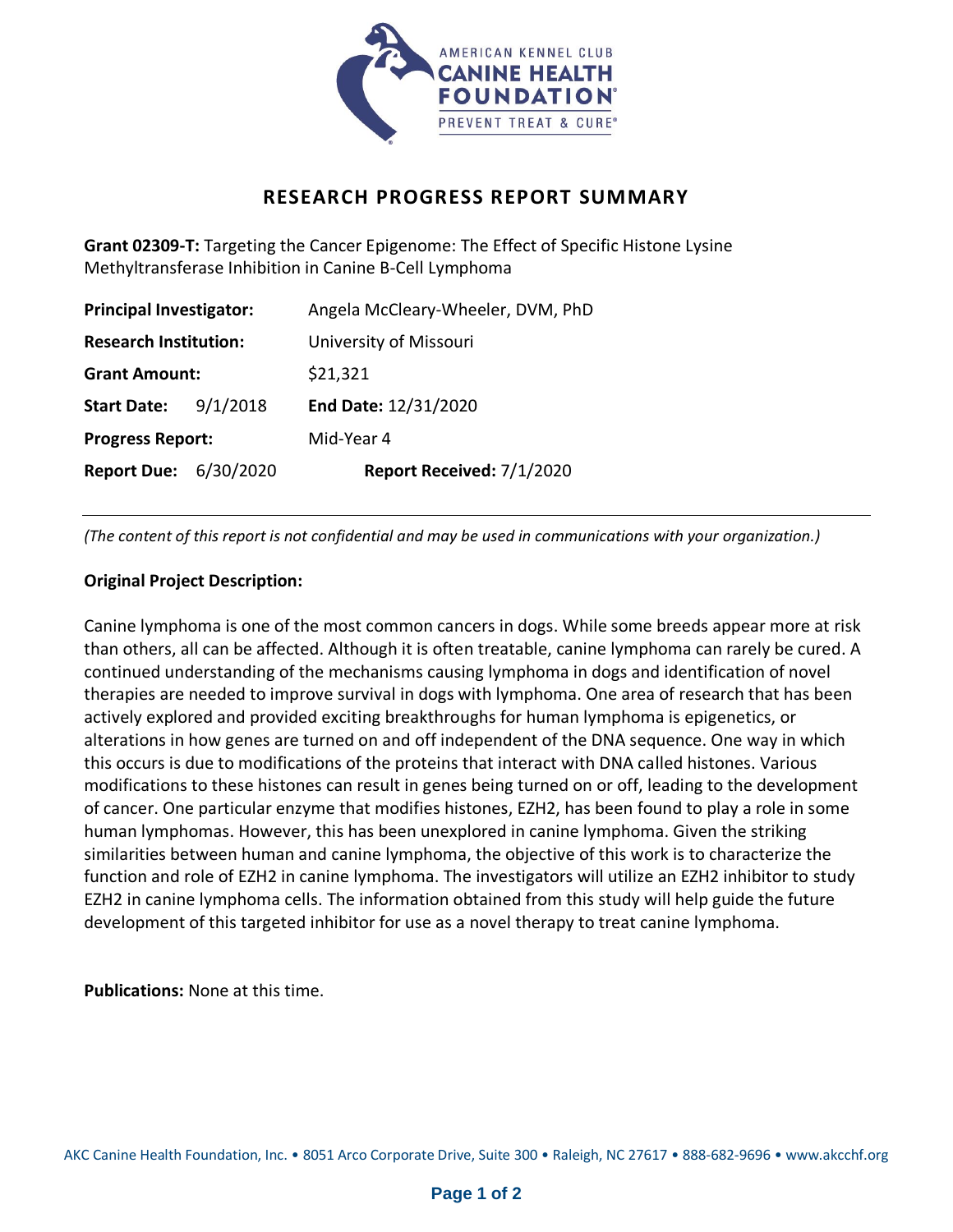AMERICAN KENNEL CLUB
**CANINE HEALTH FOUNDATION**
PREVENT TREAT & CURE

# RESEARCH PROGRESS REPORT SUMMARY

**Grant 02309-T:** Targeting the Cancer Epigenome: The Effect of Specific Histone Lysine Methyltransferase Inhibition in Canine B-Cell Lymphoma

| | |
|---|---|
| **Principal Investigator:** | Angela McCleary-Wheeler, DVM, PhD |
| **Research Institution:** | University of Missouri |
| **Grant Amount:** | $21,321 |
| **Start Date:** 9/1/2018 | **End Date:** 12/31/2020 |
| **Progress Report:** | Mid-Year 4 |
| **Report Due:** 6/30/2020 | **Report Received:** 7/1/2020 |

---

*(The content of this report is not confidential and may be used in communications with your organization.)*

**Original Project Description:**

Canine lymphoma is one of the most common cancers in dogs. While some breeds appear more at risk than others, all can be affected. Although it is often treatable, canine lymphoma can rarely be cured. A continued understanding of the mechanisms causing lymphoma in dogs and identification of novel therapies are needed to improve survival in dogs with lymphoma. One area of research that has been actively explored and provided exciting breakthroughs for human lymphoma is epigenetics, or alterations in how genes are turned on and off independent of the DNA sequence. One way in which this occurs is due to modifications of the proteins that interact with DNA called histones. Various modifications to these histones can result in genes being turned on or off, leading to the development of cancer. One particular enzyme that modifies histones, EZH2, has been found to play a role in some human lymphomas. However, this has been unexplored in canine lymphoma. Given the striking similarities between human and canine lymphoma, the objective of this work is to characterize the function and role of EZH2 in canine lymphoma. The investigators will utilize an EZH2 inhibitor to study EZH2 in canine lymphoma cells. The information obtained from this study will help guide the future development of this targeted inhibitor for use as a novel therapy to treat canine lymphoma.

**Publications:** None at this time.

AKC Canine Health Foundation, Inc. • 8051 Arco Corporate Drive, Suite 300 • Raleigh, NC 27617 • 888-682-9696 • www.akcchf.org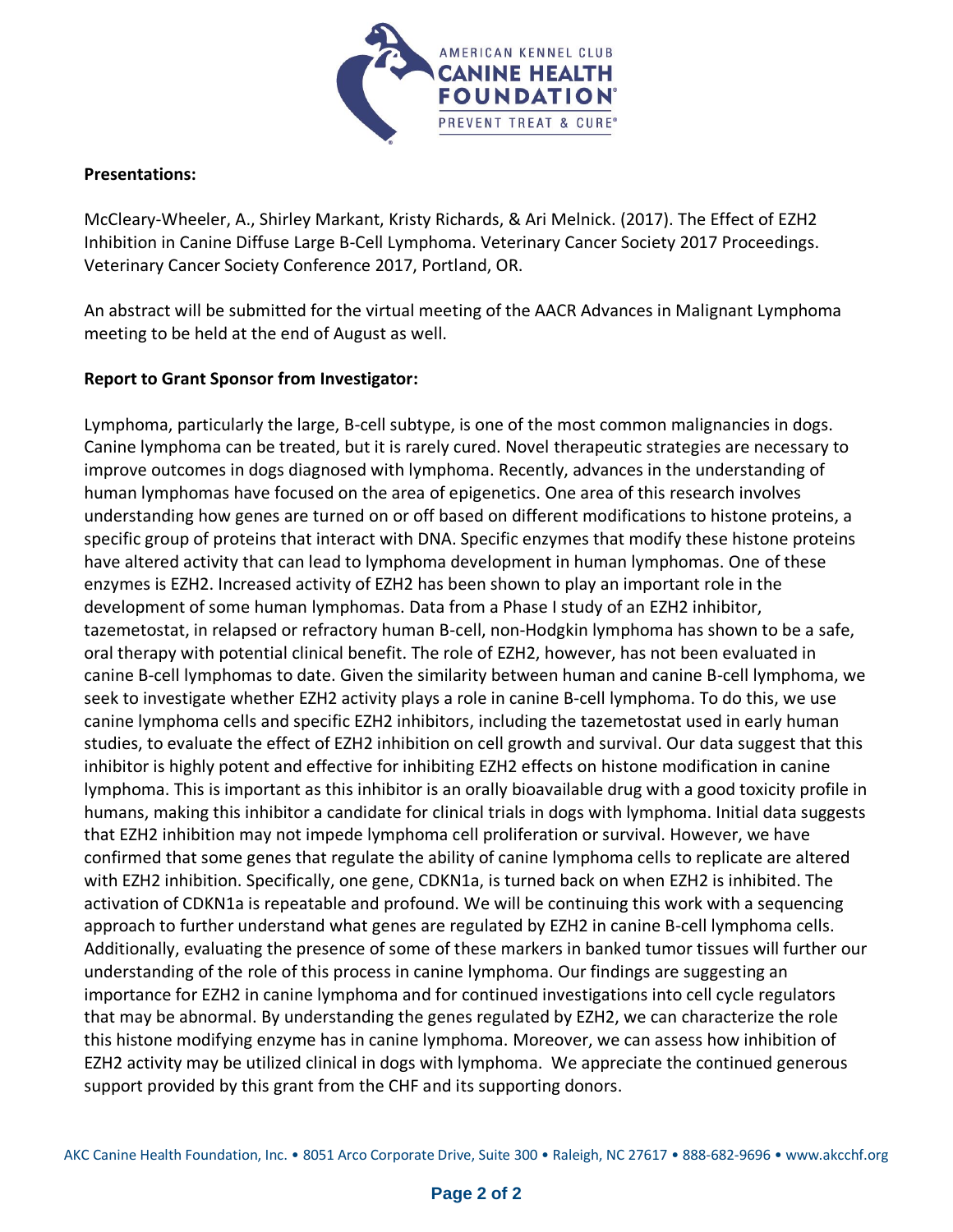**Presentations:**

McCleary-Wheeler, A., Shirley Markant, Kristy Richards, & Ari Melnick. (2017). The Effect of EZH2 Inhibition in Canine Diffuse Large B-Cell Lymphoma. Veterinary Cancer Society 2017 Proceedings. Veterinary Cancer Society Conference 2017, Portland, OR.

An abstract will be submitted for the virtual meeting of the AACR Advances in Malignant Lymphoma meeting to be held at the end of August as well.

**Report to Grant Sponsor from Investigator:**

Lymphoma, particularly the large, B-cell subtype, is one of the most common malignancies in dogs. Canine lymphoma can be treated, but it is rarely cured. Novel therapeutic strategies are necessary to improve outcomes in dogs diagnosed with lymphoma. Recently, advances in the understanding of human lymphomas have focused on the area of epigenetics. One area of this research involves understanding how genes are turned on or off based on different modifications to histone proteins, a specific group of proteins that interact with DNA. Specific enzymes that modify these histone proteins have altered activity that can lead to lymphoma development in human lymphomas. One of these enzymes is EZH2. Increased activity of EZH2 has been shown to play an important role in the development of some human lymphomas. Data from a Phase I study of an EZH2 inhibitor, tazemetostat, in relapsed or refractory human B-cell, non-Hodgkin lymphoma has shown to be a safe, oral therapy with potential clinical benefit. The role of EZH2, however, has not been evaluated in canine B-cell lymphomas to date. Given the similarity between human and canine B-cell lymphoma, we seek to investigate whether EZH2 activity plays a role in canine B-cell lymphoma. To do this, we use canine lymphoma cells and specific EZH2 inhibitors, including the tazemetostat used in early human studies, to evaluate the effect of EZH2 inhibition on cell growth and survival. Our data suggest that this inhibitor is highly potent and effective for inhibiting EZH2 effects on histone modification in canine lymphoma. This is important as this inhibitor is an orally bioavailable drug with a good toxicity profile in humans, making this inhibitor a candidate for clinical trials in dogs with lymphoma. Initial data suggests that EZH2 inhibition may not impede lymphoma cell proliferation or survival. However, we have confirmed that some genes that regulate the ability of canine lymphoma cells to replicate are altered with EZH2 inhibition. Specifically, one gene, CDKN1a, is turned back on when EZH2 is inhibited. The activation of CDKN1a is repeatable and profound. We will be continuing this work with a sequencing approach to further understand what genes are regulated by EZH2 in canine B-cell lymphoma cells. Additionally, evaluating the presence of some of these markers in banked tumor tissues will further our understanding of the role of this process in canine lymphoma. Our findings are suggesting an importance for EZH2 in canine lymphoma and for continued investigations into cell cycle regulators that may be abnormal. By understanding the genes regulated by EZH2, we can characterize the role this histone modifying enzyme has in canine lymphoma. Moreover, we can assess how inhibition of EZH2 activity may be utilized clinical in dogs with lymphoma. We appreciate the continued generous support provided by this grant from the CHF and its supporting donors.